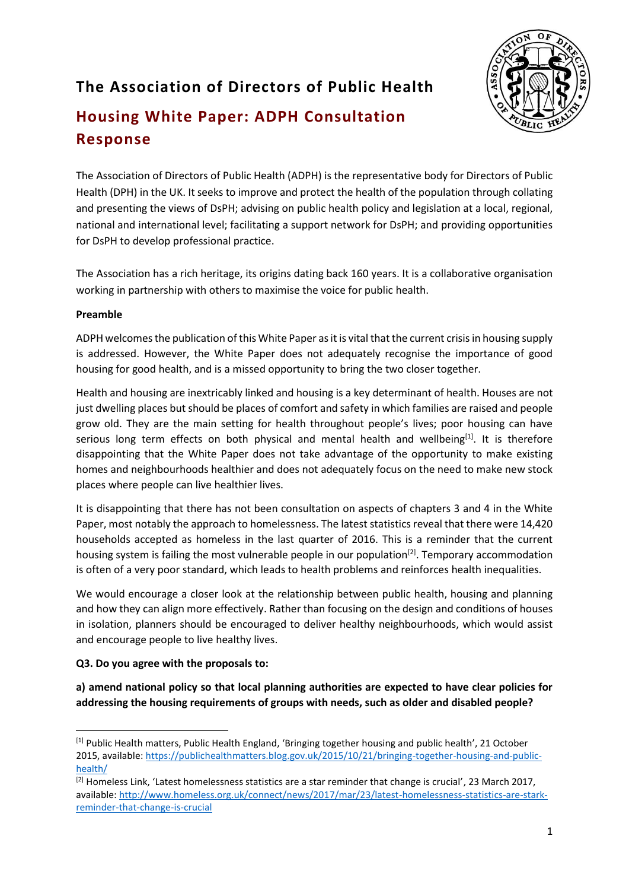# The Association of Directors of Public Health

## Housing White Paper: ADPH Consultation Response

The Association of Directors of Public Health (ADPH) is the representative body for Directors of Public Health (DPH) in the UK. It seeks to improve and protect the health of the population through collating and presenting the views of DsPH; advising on public health policy and legislation at a local, regional, national and international level; facilitating a support network for DsPH; and providing opportunities for DsPH to develop professional practice.

The Association has a rich heritage, its origins dating back 160 years. It is a collaborative organisation working in partnership with others to maximise the voice for public health.

**Preamble**

ADPH welcomes the publication of this White Paper as it is vital that the current crisis in housing supply is addressed. However, the White Paper does not adequately recognise the importance of good housing for good health, and is a missed opportunity to bring the two closer together.

Health and housing are inextricably linked and housing is a key determinant of health. Houses are not just dwelling places but should be places of comfort and safety in which families are raised and people grow old. They are the main setting for health throughout people's lives; poor housing can have serious long term effects on both physical and mental health and wellbeing[1]. It is therefore disappointing that the White Paper does not take advantage of the opportunity to make existing homes and neighbourhoods healthier and does not adequately focus on the need to make new stock places where people can live healthier lives.

It is disappointing that there has not been consultation on aspects of chapters 3 and 4 in the White Paper, most notably the approach to homelessness. The latest statistics reveal that there were 14,420 households accepted as homeless in the last quarter of 2016. This is a reminder that the current housing system is failing the most vulnerable people in our population[2]. Temporary accommodation is often of a very poor standard, which leads to health problems and reinforces health inequalities.

We would encourage a closer look at the relationship between public health, housing and planning and how they can align more effectively. Rather than focusing on the design and conditions of houses in isolation, planners should be encouraged to deliver healthy neighbourhoods, which would assist and encourage people to live healthy lives.

**Q3. Do you agree with the proposals to:**

**a) amend national policy so that local planning authorities are expected to have clear policies for addressing the housing requirements of groups with needs, such as older and disabled people?**

---

[1] Public Health matters, Public Health England, 'Bringing together housing and public health', 21 October 2015, available: https://publichealthmatters.blog.gov.uk/2015/10/21/bringing-together-housing-and-public-health/

[2] Homeless Link, 'Latest homelessness statistics are a star reminder that change is crucial', 23 March 2017, available: http://www.homeless.org.uk/connect/news/2017/mar/23/latest-homelessness-statistics-are-stark-reminder-that-change-is-crucial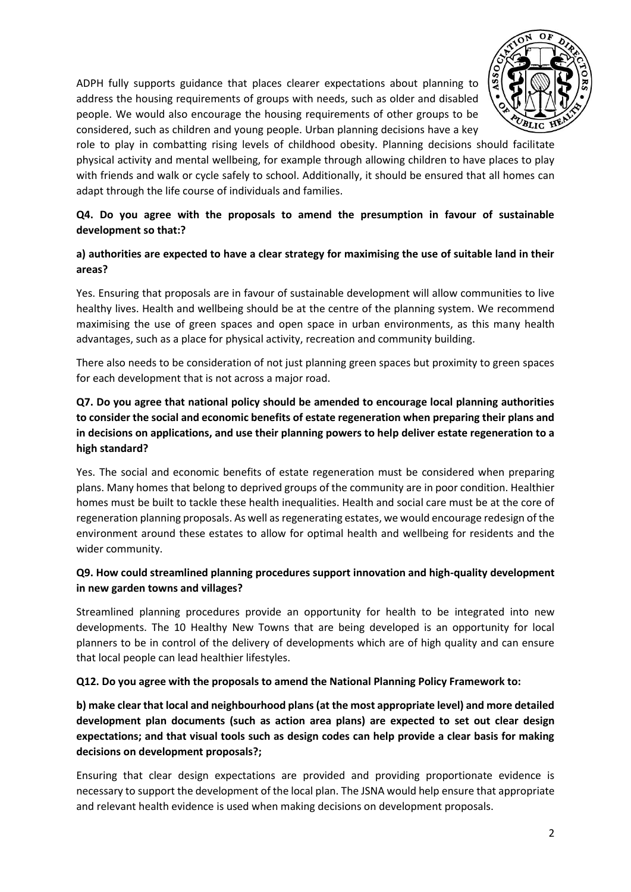ADPH fully supports guidance that places clearer expectations about planning to address the housing requirements of groups with needs, such as older and disabled people. We would also encourage the housing requirements of other groups to be considered, such as children and young people. Urban planning decisions have a key role to play in combatting rising levels of childhood obesity. Planning decisions should facilitate physical activity and mental wellbeing, for example through allowing children to have places to play with friends and walk or cycle safely to school. Additionally, it should be ensured that all homes can adapt through the life course of individuals and families.

**Q4. Do you agree with the proposals to amend the presumption in favour of sustainable development so that:?**

**a) authorities are expected to have a clear strategy for maximising the use of suitable land in their areas?**

Yes. Ensuring that proposals are in favour of sustainable development will allow communities to live healthy lives. Health and wellbeing should be at the centre of the planning system. We recommend maximising the use of green spaces and open space in urban environments, as this many health advantages, such as a place for physical activity, recreation and community building.

There also needs to be consideration of not just planning green spaces but proximity to green spaces for each development that is not across a major road.

**Q7. Do you agree that national policy should be amended to encourage local planning authorities to consider the social and economic benefits of estate regeneration when preparing their plans and in decisions on applications, and use their planning powers to help deliver estate regeneration to a high standard?**

Yes. The social and economic benefits of estate regeneration must be considered when preparing plans. Many homes that belong to deprived groups of the community are in poor condition. Healthier homes must be built to tackle these health inequalities. Health and social care must be at the core of regeneration planning proposals. As well as regenerating estates, we would encourage redesign of the environment around these estates to allow for optimal health and wellbeing for residents and the wider community.

**Q9. How could streamlined planning procedures support innovation and high-quality development in new garden towns and villages?**

Streamlined planning procedures provide an opportunity for health to be integrated into new developments. The 10 Healthy New Towns that are being developed is an opportunity for local planners to be in control of the delivery of developments which are of high quality and can ensure that local people can lead healthier lifestyles.

**Q12. Do you agree with the proposals to amend the National Planning Policy Framework to:**

**b) make clear that local and neighbourhood plans (at the most appropriate level) and more detailed development plan documents (such as action area plans) are expected to set out clear design expectations; and that visual tools such as design codes can help provide a clear basis for making decisions on development proposals?;**

Ensuring that clear design expectations are provided and providing proportionate evidence is necessary to support the development of the local plan. The JSNA would help ensure that appropriate and relevant health evidence is used when making decisions on development proposals.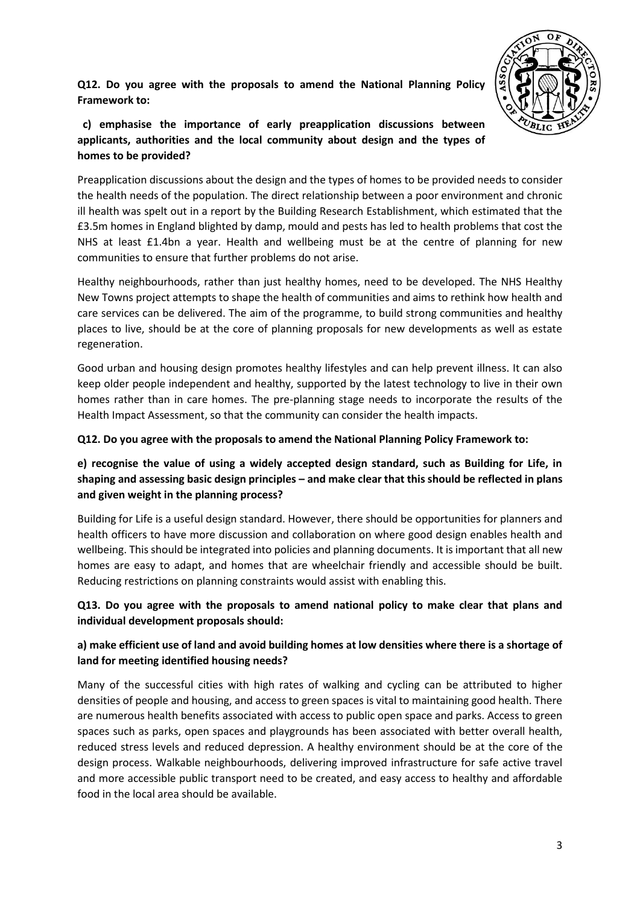**Q12. Do you agree with the proposals to amend the National Planning Policy Framework to:**

**c) emphasise the importance of early preapplication discussions between applicants, authorities and the local community about design and the types of homes to be provided?**

Preapplication discussions about the design and the types of homes to be provided needs to consider the health needs of the population. The direct relationship between a poor environment and chronic ill health was spelt out in a report by the Building Research Establishment, which estimated that the £3.5m homes in England blighted by damp, mould and pests has led to health problems that cost the NHS at least £1.4bn a year. Health and wellbeing must be at the centre of planning for new communities to ensure that further problems do not arise.

Healthy neighbourhoods, rather than just healthy homes, need to be developed. The NHS Healthy New Towns project attempts to shape the health of communities and aims to rethink how health and care services can be delivered. The aim of the programme, to build strong communities and healthy places to live, should be at the core of planning proposals for new developments as well as estate regeneration.

Good urban and housing design promotes healthy lifestyles and can help prevent illness. It can also keep older people independent and healthy, supported by the latest technology to live in their own homes rather than in care homes. The pre-planning stage needs to incorporate the results of the Health Impact Assessment, so that the community can consider the health impacts.

**Q12. Do you agree with the proposals to amend the National Planning Policy Framework to:**

**e) recognise the value of using a widely accepted design standard, such as Building for Life, in shaping and assessing basic design principles – and make clear that this should be reflected in plans and given weight in the planning process?**

Building for Life is a useful design standard. However, there should be opportunities for planners and health officers to have more discussion and collaboration on where good design enables health and wellbeing. This should be integrated into policies and planning documents. It is important that all new homes are easy to adapt, and homes that are wheelchair friendly and accessible should be built. Reducing restrictions on planning constraints would assist with enabling this.

**Q13. Do you agree with the proposals to amend national policy to make clear that plans and individual development proposals should:**

**a) make efficient use of land and avoid building homes at low densities where there is a shortage of land for meeting identified housing needs?**

Many of the successful cities with high rates of walking and cycling can be attributed to higher densities of people and housing, and access to green spaces is vital to maintaining good health. There are numerous health benefits associated with access to public open space and parks. Access to green spaces such as parks, open spaces and playgrounds has been associated with better overall health, reduced stress levels and reduced depression. A healthy environment should be at the core of the design process. Walkable neighbourhoods, delivering improved infrastructure for safe active travel and more accessible public transport need to be created, and easy access to healthy and affordable food in the local area should be available.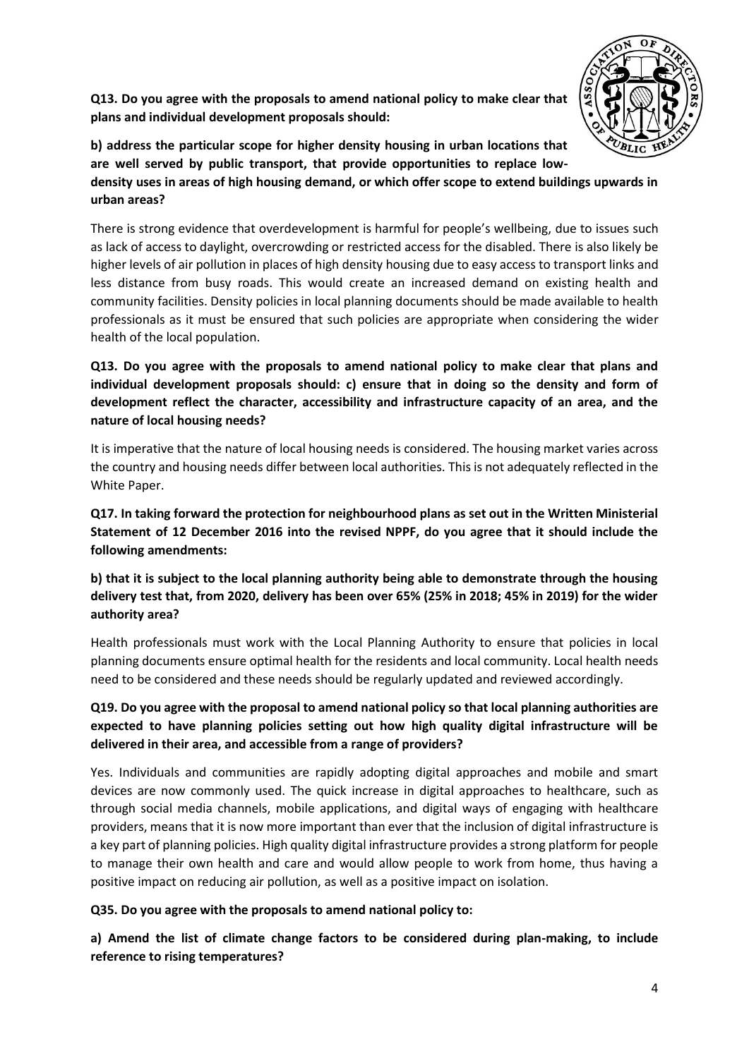**Q13. Do you agree with the proposals to amend national policy to make clear that plans and individual development proposals should:**

**b) address the particular scope for higher density housing in urban locations that are well served by public transport, that provide opportunities to replace low-density uses in areas of high housing demand, or which offer scope to extend buildings upwards in urban areas?**

There is strong evidence that overdevelopment is harmful for people's wellbeing, due to issues such as lack of access to daylight, overcrowding or restricted access for the disabled. There is also likely be higher levels of air pollution in places of high density housing due to easy access to transport links and less distance from busy roads. This would create an increased demand on existing health and community facilities. Density policies in local planning documents should be made available to health professionals as it must be ensured that such policies are appropriate when considering the wider health of the local population.

**Q13. Do you agree with the proposals to amend national policy to make clear that plans and individual development proposals should: c) ensure that in doing so the density and form of development reflect the character, accessibility and infrastructure capacity of an area, and the nature of local housing needs?**

It is imperative that the nature of local housing needs is considered. The housing market varies across the country and housing needs differ between local authorities. This is not adequately reflected in the White Paper.

**Q17. In taking forward the protection for neighbourhood plans as set out in the Written Ministerial Statement of 12 December 2016 into the revised NPPF, do you agree that it should include the following amendments:**

**b) that it is subject to the local planning authority being able to demonstrate through the housing delivery test that, from 2020, delivery has been over 65% (25% in 2018; 45% in 2019) for the wider authority area?**

Health professionals must work with the Local Planning Authority to ensure that policies in local planning documents ensure optimal health for the residents and local community. Local health needs need to be considered and these needs should be regularly updated and reviewed accordingly.

**Q19. Do you agree with the proposal to amend national policy so that local planning authorities are expected to have planning policies setting out how high quality digital infrastructure will be delivered in their area, and accessible from a range of providers?**

Yes. Individuals and communities are rapidly adopting digital approaches and mobile and smart devices are now commonly used. The quick increase in digital approaches to healthcare, such as through social media channels, mobile applications, and digital ways of engaging with healthcare providers, means that it is now more important than ever that the inclusion of digital infrastructure is a key part of planning policies. High quality digital infrastructure provides a strong platform for people to manage their own health and care and would allow people to work from home, thus having a positive impact on reducing air pollution, as well as a positive impact on isolation.

**Q35. Do you agree with the proposals to amend national policy to:**

**a) Amend the list of climate change factors to be considered during plan-making, to include reference to rising temperatures?**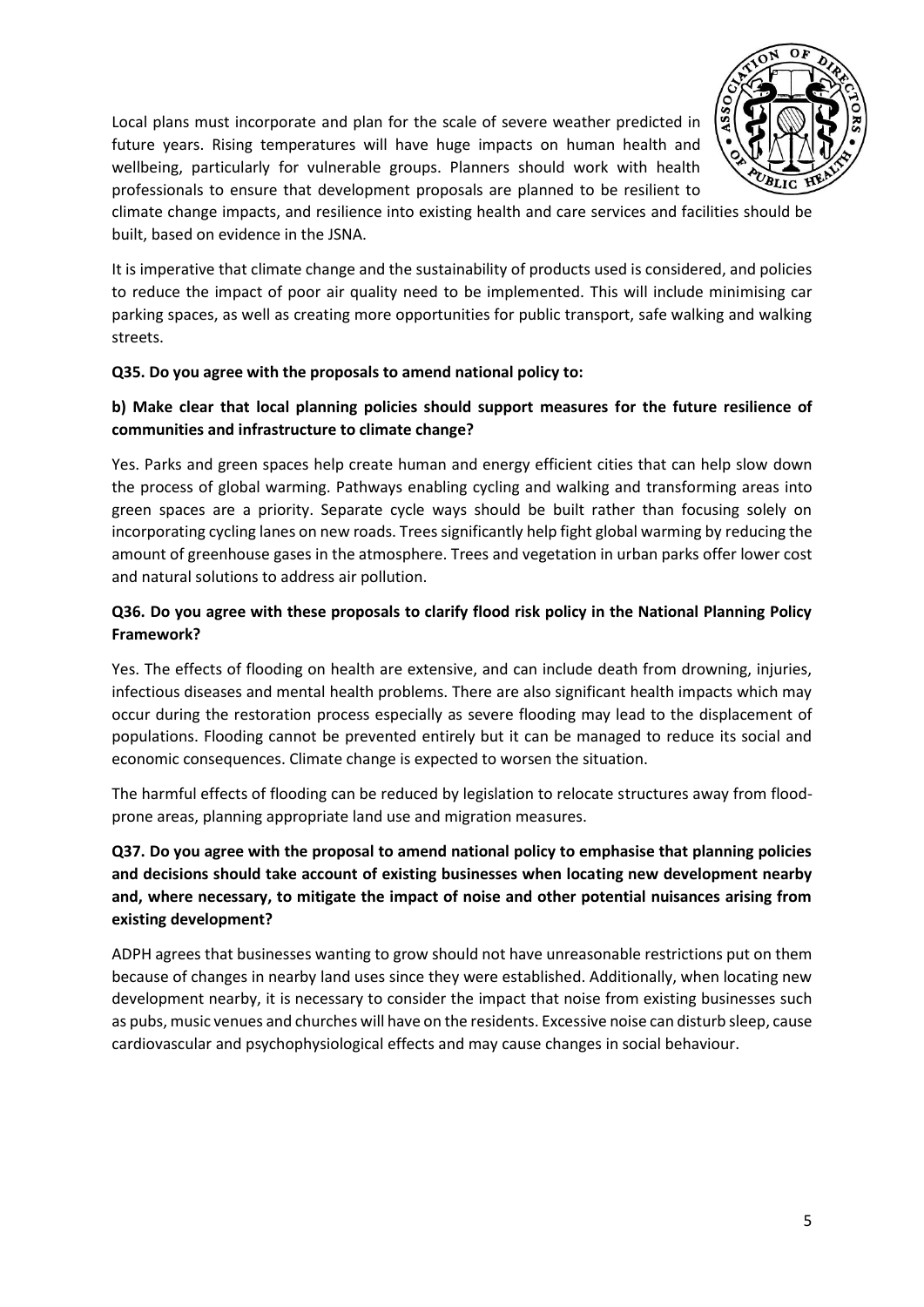Local plans must incorporate and plan for the scale of severe weather predicted in future years. Rising temperatures will have huge impacts on human health and wellbeing, particularly for vulnerable groups. Planners should work with health professionals to ensure that development proposals are planned to be resilient to climate change impacts, and resilience into existing health and care services and facilities should be built, based on evidence in the JSNA.

It is imperative that climate change and the sustainability of products used is considered, and policies to reduce the impact of poor air quality need to be implemented. This will include minimising car parking spaces, as well as creating more opportunities for public transport, safe walking and walking streets.

**Q35. Do you agree with the proposals to amend national policy to:**

**b) Make clear that local planning policies should support measures for the future resilience of communities and infrastructure to climate change?**

Yes. Parks and green spaces help create human and energy efficient cities that can help slow down the process of global warming. Pathways enabling cycling and walking and transforming areas into green spaces are a priority. Separate cycle ways should be built rather than focusing solely on incorporating cycling lanes on new roads. Trees significantly help fight global warming by reducing the amount of greenhouse gases in the atmosphere. Trees and vegetation in urban parks offer lower cost and natural solutions to address air pollution.

**Q36. Do you agree with these proposals to clarify flood risk policy in the National Planning Policy Framework?**

Yes. The effects of flooding on health are extensive, and can include death from drowning, injuries, infectious diseases and mental health problems. There are also significant health impacts which may occur during the restoration process especially as severe flooding may lead to the displacement of populations. Flooding cannot be prevented entirely but it can be managed to reduce its social and economic consequences. Climate change is expected to worsen the situation.

The harmful effects of flooding can be reduced by legislation to relocate structures away from flood-prone areas, planning appropriate land use and migration measures.

**Q37. Do you agree with the proposal to amend national policy to emphasise that planning policies and decisions should take account of existing businesses when locating new development nearby and, where necessary, to mitigate the impact of noise and other potential nuisances arising from existing development?**

ADPH agrees that businesses wanting to grow should not have unreasonable restrictions put on them because of changes in nearby land uses since they were established. Additionally, when locating new development nearby, it is necessary to consider the impact that noise from existing businesses such as pubs, music venues and churches will have on the residents. Excessive noise can disturb sleep, cause cardiovascular and psychophysiological effects and may cause changes in social behaviour.